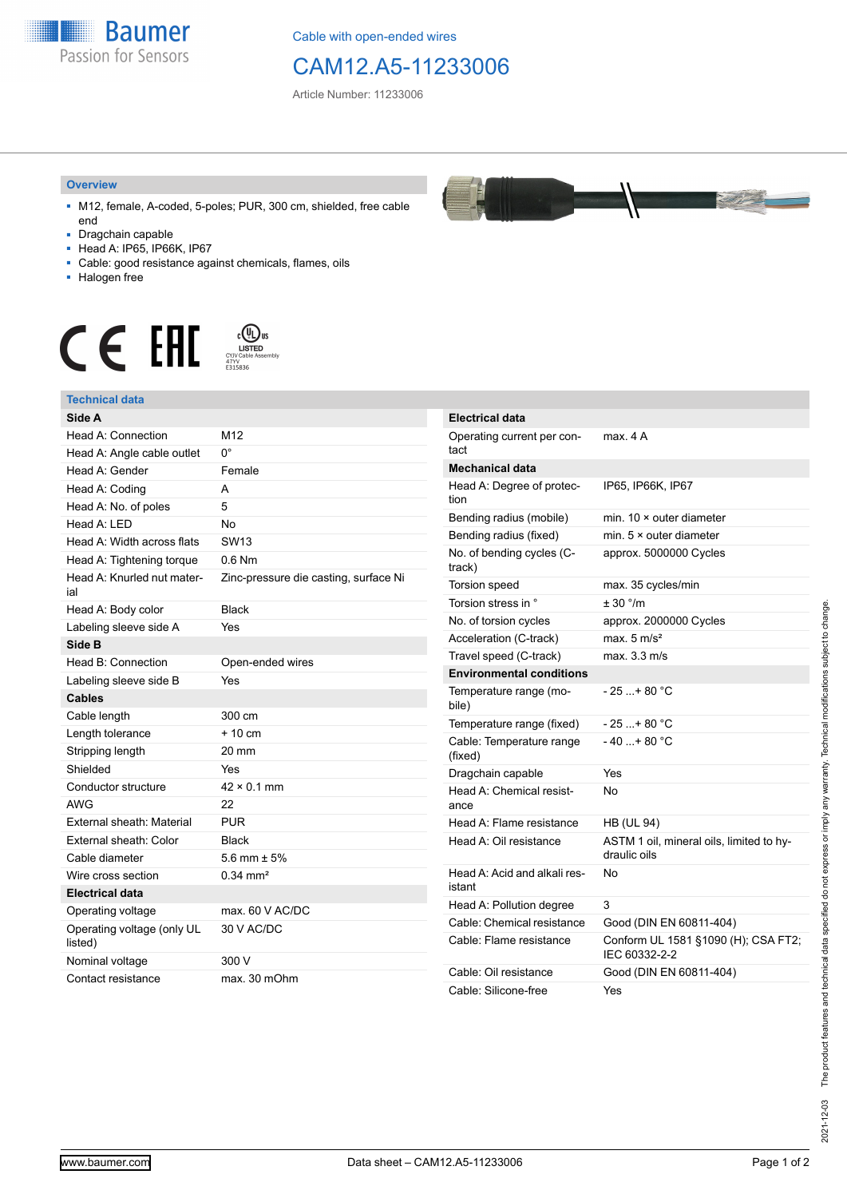Cable with open-ended wires

# CAM12.A5-11233006

Article Number: 11233006

## Overview

- M12, female, A-coded, 5-poles; PUR, 300 cm, shielded, free cable end
- Dragchain capable
- Head A: IP65, IP66K, IP67
- Cable: good resistance against chemicals, flames, oils
- Halogen free

## Technical data

| Side A | |
|---|---|
| Head A: Connection | M12 |
| Head A: Angle cable outlet | 0° |
| Head A: Gender | Female |
| Head A: Coding | A |
| Head A: No. of poles | 5 |
| Head A: LED | No |
| Head A: Width across flats | SW13 |
| Head A: Tightening torque | 0.6 Nm |
| Head A: Knurled nut material | Zinc-pressure die casting, surface Ni |
| Head A: Body color | Black |
| Labeling sleeve side A | Yes |
| **Side B** | |
| Head B: Connection | Open-ended wires |
| Labeling sleeve side B | Yes |
| **Cables** | |
| Cable length | 300 cm |
| Length tolerance | + 10 cm |
| Stripping length | 20 mm |
| Shielded | Yes |
| Conductor structure | 42 × 0.1 mm |
| AWG | 22 |
| External sheath: Material | PUR |
| External sheath: Color | Black |
| Cable diameter | 5.6 mm ± 5% |
| Wire cross section | 0.34 mm² |
| **Electrical data** | |
| Operating voltage | max. 60 V AC/DC |
| Operating voltage (only UL listed) | 30 V AC/DC |
| Nominal voltage | 300 V |
| Contact resistance | max. 30 mOhm |

| Electrical data | |
|---|---|
| Operating current per contact | max. 4 A |
| **Mechanical data** | |
| Head A: Degree of protection | IP65, IP66K, IP67 |
| Bending radius (mobile) | min. 10 × outer diameter |
| Bending radius (fixed) | min. 5 × outer diameter |
| No. of bending cycles (C-track) | approx. 5000000 Cycles |
| Torsion speed | max. 35 cycles/min |
| Torsion stress in ° | ± 30 °/m |
| No. of torsion cycles | approx. 2000000 Cycles |
| Acceleration (C-track) | max. 5 m/s² |
| Travel speed (C-track) | max. 3.3 m/s |
| **Environmental conditions** | |
| Temperature range (mobile) | - 25 ...+ 80 °C |
| Temperature range (fixed) | - 25 ...+ 80 °C |
| Cable: Temperature range (fixed) | - 40 ...+ 80 °C |
| Dragchain capable | Yes |
| Head A: Chemical resistance | No |
| Head A: Flame resistance | HB (UL 94) |
| Head A: Oil resistance | ASTM 1 oil, mineral oils, limited to hydraulic oils |
| Head A: Acid and alkali resistant | No |
| Head A: Pollution degree | 3 |
| Cable: Chemical resistance | Good (DIN EN 60811-404) |
| Cable: Flame resistance | Conform UL 1581 §1090 (H); CSA FT2; IEC 60332-2-2 |
| Cable: Oil resistance | Good (DIN EN 60811-404) |
| Cable: Silicone-free | Yes |

2021-12-03 The product features and technical data specified do not express or imply any warranty. Technical modifications subject to change.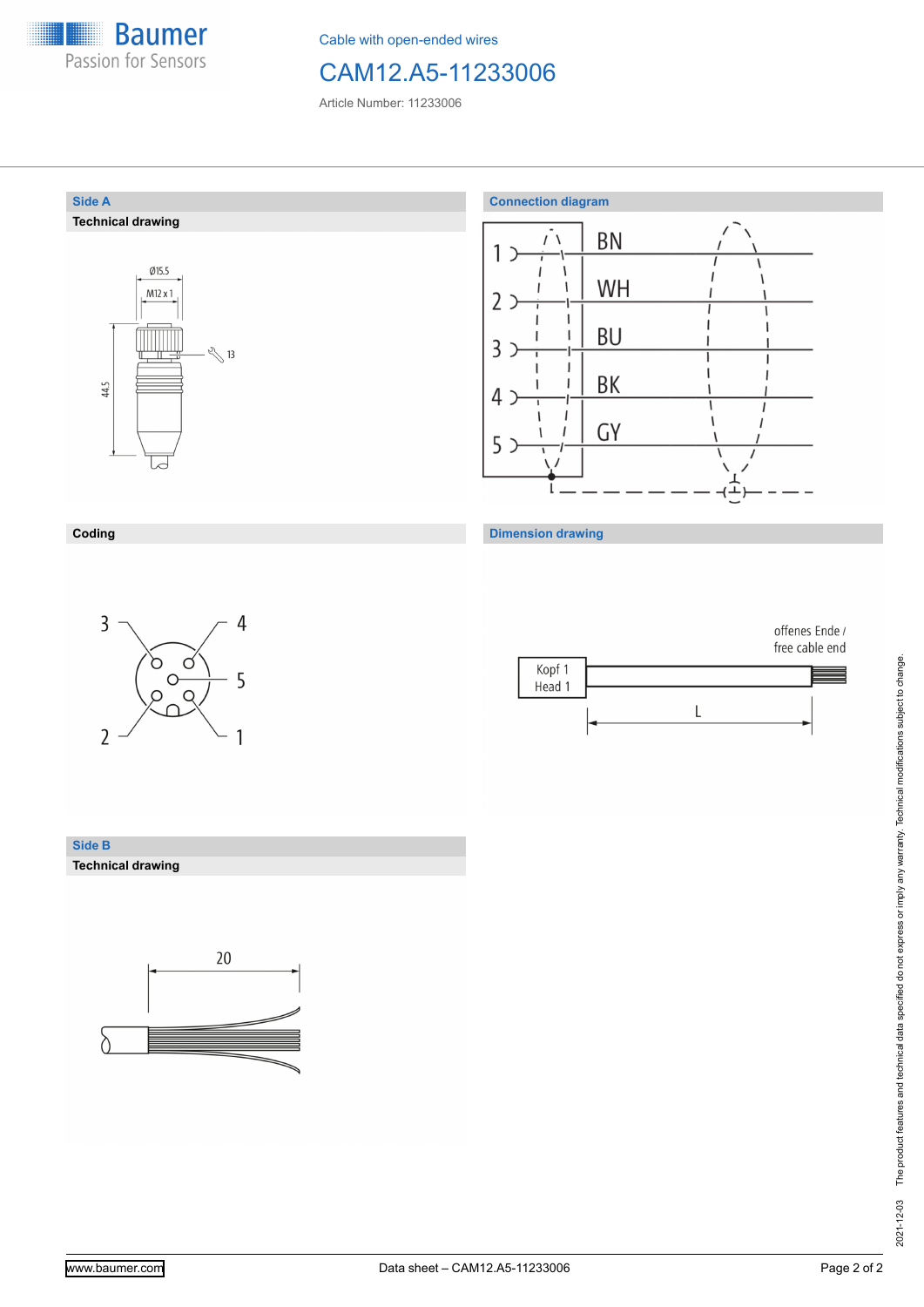Cable with open-ended wires

# CAM12.A5-11233006

Article Number: 11233006

## Side A

### Technical drawing

Ø15.5

M12 x 1

13

44.5

## Connection diagram

1 BN

2 WH

3 BU

4 BK

5 GY

### Coding

3
4
5
2
1

## Dimension drawing

offenes Ende / free cable end

Kopf 1 Head 1

L

## Side B

### Technical drawing

20

The product features and technical data specified do not express or imply any warranty. Technical modifications subject to change.

2021-12-03